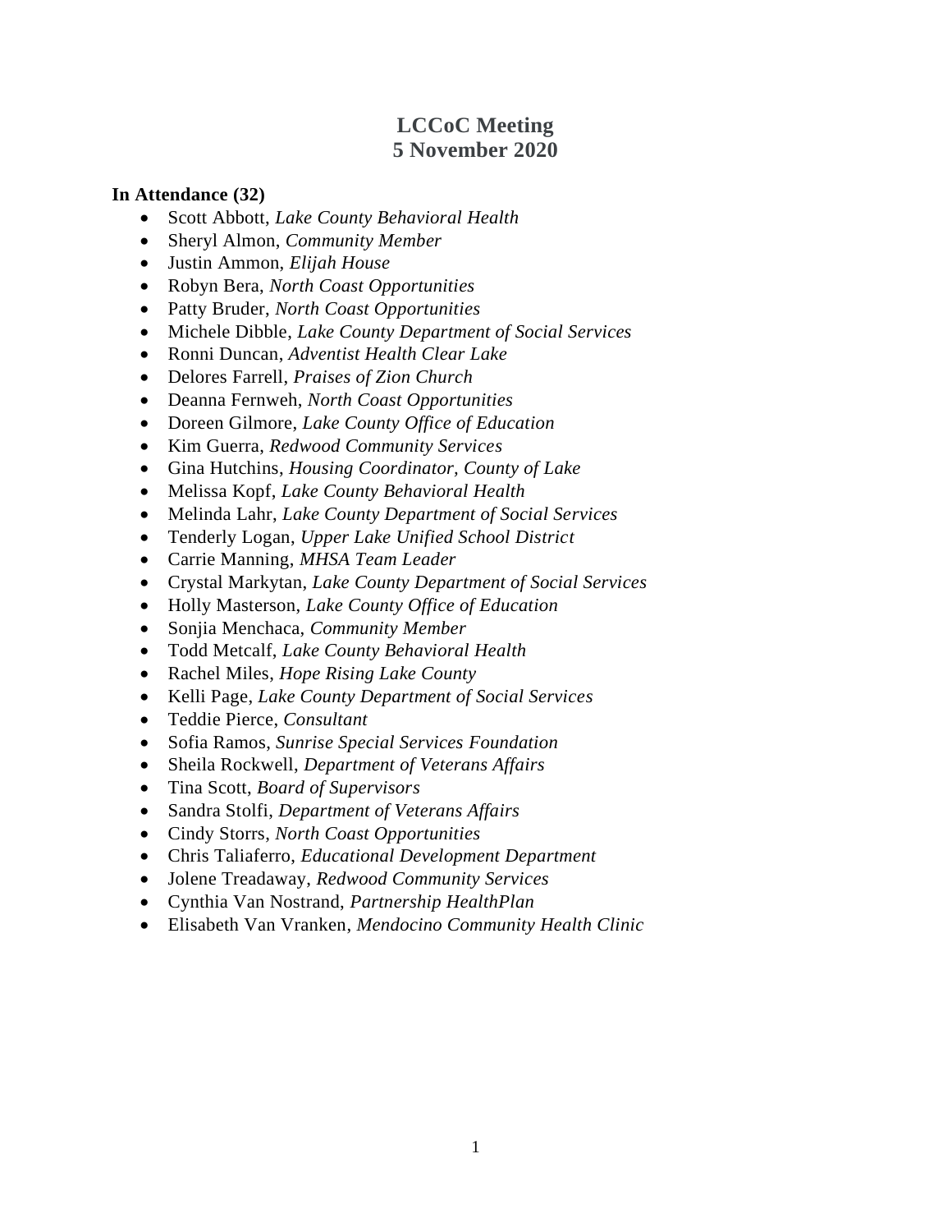# LCCoC Meeting
# 5 November 2020

**In Attendance (32)**

- Scott Abbott, *Lake County Behavioral Health*
- Sheryl Almon, *Community Member*
- Justin Ammon, *Elijah House*
- Robyn Bera, *North Coast Opportunities*
- Patty Bruder, *North Coast Opportunities*
- Michele Dibble, *Lake County Department of Social Services*
- Ronni Duncan, *Adventist Health Clear Lake*
- Delores Farrell, *Praises of Zion Church*
- Deanna Fernweh, *North Coast Opportunities*
- Doreen Gilmore, *Lake County Office of Education*
- Kim Guerra, *Redwood Community Services*
- Gina Hutchins, *Housing Coordinator, County of Lake*
- Melissa Kopf, *Lake County Behavioral Health*
- Melinda Lahr, *Lake County Department of Social Services*
- Tenderly Logan, *Upper Lake Unified School District*
- Carrie Manning, *MHSA Team Leader*
- Crystal Markytan, *Lake County Department of Social Services*
- Holly Masterson, *Lake County Office of Education*
- Sonjia Menchaca, *Community Member*
- Todd Metcalf, *Lake County Behavioral Health*
- Rachel Miles, *Hope Rising Lake County*
- Kelli Page, *Lake County Department of Social Services*
- Teddie Pierce, *Consultant*
- Sofia Ramos, *Sunrise Special Services Foundation*
- Sheila Rockwell, *Department of Veterans Affairs*
- Tina Scott, *Board of Supervisors*
- Sandra Stolfi, *Department of Veterans Affairs*
- Cindy Storrs, *North Coast Opportunities*
- Chris Taliaferro, *Educational Development Department*
- Jolene Treadaway, *Redwood Community Services*
- Cynthia Van Nostrand, *Partnership HealthPlan*
- Elisabeth Van Vranken, *Mendocino Community Health Clinic*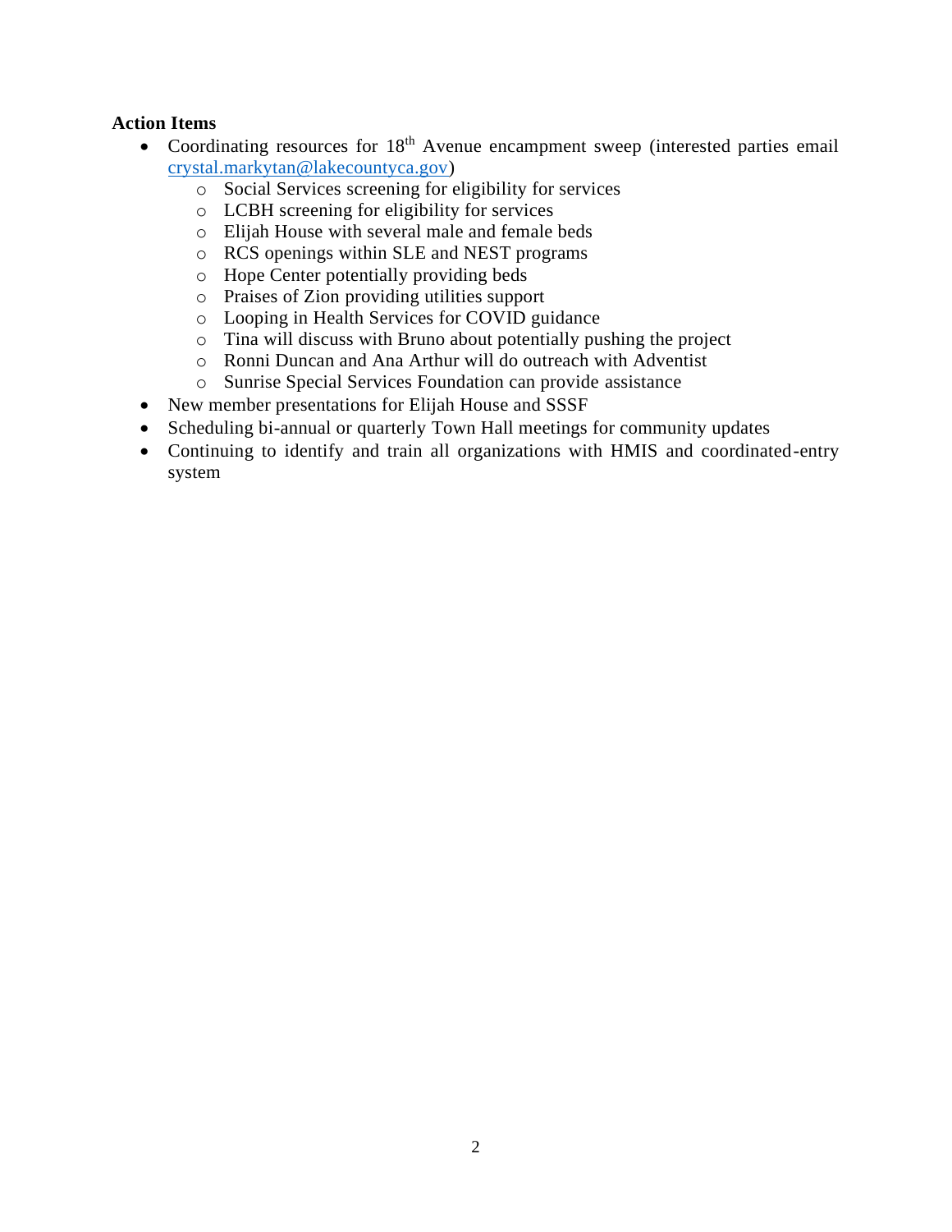**Action Items**

- Coordinating resources for 18th Avenue encampment sweep (interested parties email crystal.markytan@lakecountyca.gov)
  - Social Services screening for eligibility for services
  - LCBH screening for eligibility for services
  - Elijah House with several male and female beds
  - RCS openings within SLE and NEST programs
  - Hope Center potentially providing beds
  - Praises of Zion providing utilities support
  - Looping in Health Services for COVID guidance
  - Tina will discuss with Bruno about potentially pushing the project
  - Ronni Duncan and Ana Arthur will do outreach with Adventist
  - Sunrise Special Services Foundation can provide assistance
- New member presentations for Elijah House and SSSF
- Scheduling bi-annual or quarterly Town Hall meetings for community updates
- Continuing to identify and train all organizations with HMIS and coordinated-entry system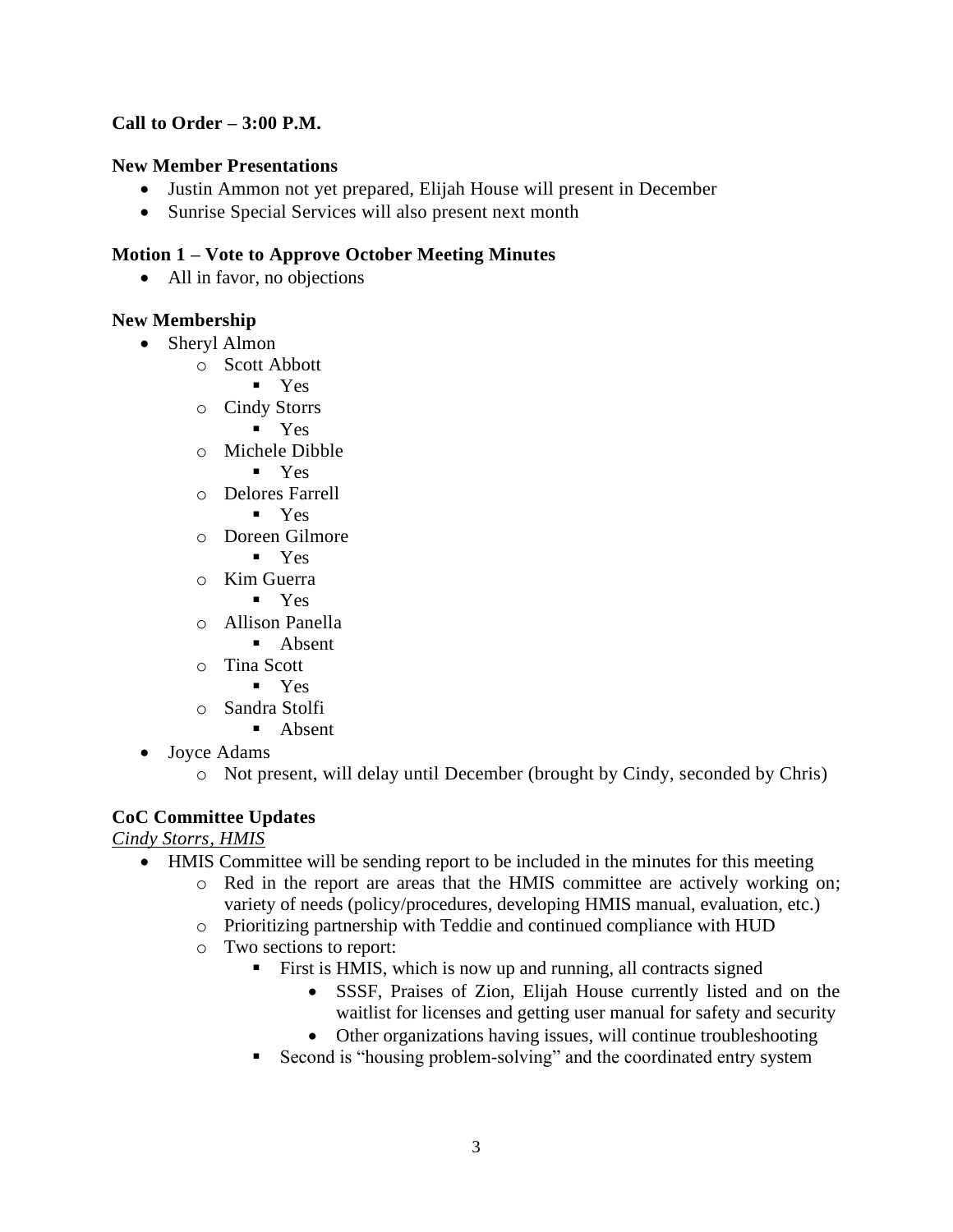**Call to Order – 3:00 P.M.**

**New Member Presentations**

- Justin Ammon not yet prepared, Elijah House will present in December
- Sunrise Special Services will also present next month

**Motion 1 – Vote to Approve October Meeting Minutes**

- All in favor, no objections

**New Membership**

- Sheryl Almon
    - Scott Abbott
        - Yes
    - Cindy Storrs
        - Yes
    - Michele Dibble
        - Yes
    - Delores Farrell
        - Yes
    - Doreen Gilmore
        - Yes
    - Kim Guerra
        - Yes
    - Allison Panella
        - Absent
    - Tina Scott
        - Yes
    - Sandra Stolfi
        - Absent
- Joyce Adams
    - Not present, will delay until December (brought by Cindy, seconded by Chris)

**CoC Committee Updates**

*Cindy Storrs, HMIS*

- HMIS Committee will be sending report to be included in the minutes for this meeting
    - Red in the report are areas that the HMIS committee are actively working on; variety of needs (policy/procedures, developing HMIS manual, evaluation, etc.)
    - Prioritizing partnership with Teddie and continued compliance with HUD
    - Two sections to report:
        - First is HMIS, which is now up and running, all contracts signed
            - SSSF, Praises of Zion, Elijah House currently listed and on the waitlist for licenses and getting user manual for safety and security
            - Other organizations having issues, will continue troubleshooting
        - Second is "housing problem-solving" and the coordinated entry system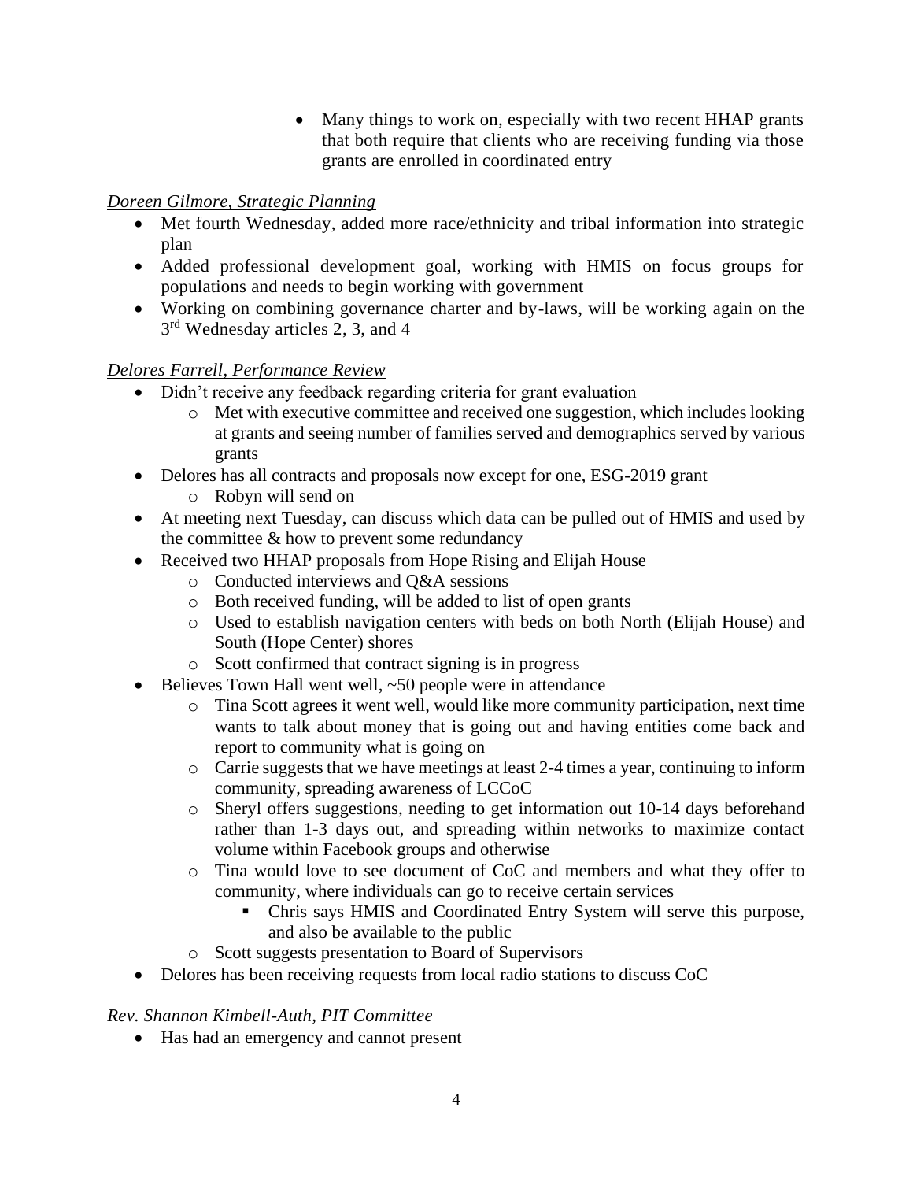- Many things to work on, especially with two recent HHAP grants that both require that clients who are receiving funding via those grants are enrolled in coordinated entry

*Doreen Gilmore, Strategic Planning*

- Met fourth Wednesday, added more race/ethnicity and tribal information into strategic plan
- Added professional development goal, working with HMIS on focus groups for populations and needs to begin working with government
- Working on combining governance charter and by-laws, will be working again on the 3rd Wednesday articles 2, 3, and 4

*Delores Farrell, Performance Review*

- Didn't receive any feedback regarding criteria for grant evaluation
  - Met with executive committee and received one suggestion, which includes looking at grants and seeing number of families served and demographics served by various grants
- Delores has all contracts and proposals now except for one, ESG-2019 grant
  - Robyn will send on
- At meeting next Tuesday, can discuss which data can be pulled out of HMIS and used by the committee & how to prevent some redundancy
- Received two HHAP proposals from Hope Rising and Elijah House
  - Conducted interviews and Q&A sessions
  - Both received funding, will be added to list of open grants
  - Used to establish navigation centers with beds on both North (Elijah House) and South (Hope Center) shores
  - Scott confirmed that contract signing is in progress
- Believes Town Hall went well, ~50 people were in attendance
  - Tina Scott agrees it went well, would like more community participation, next time wants to talk about money that is going out and having entities come back and report to community what is going on
  - Carrie suggests that we have meetings at least 2-4 times a year, continuing to inform community, spreading awareness of LCCoC
  - Sheryl offers suggestions, needing to get information out 10-14 days beforehand rather than 1-3 days out, and spreading within networks to maximize contact volume within Facebook groups and otherwise
  - Tina would love to see document of CoC and members and what they offer to community, where individuals can go to receive certain services
    - Chris says HMIS and Coordinated Entry System will serve this purpose, and also be available to the public
  - Scott suggests presentation to Board of Supervisors
- Delores has been receiving requests from local radio stations to discuss CoC

*Rev. Shannon Kimbell-Auth, PIT Committee*

- Has had an emergency and cannot present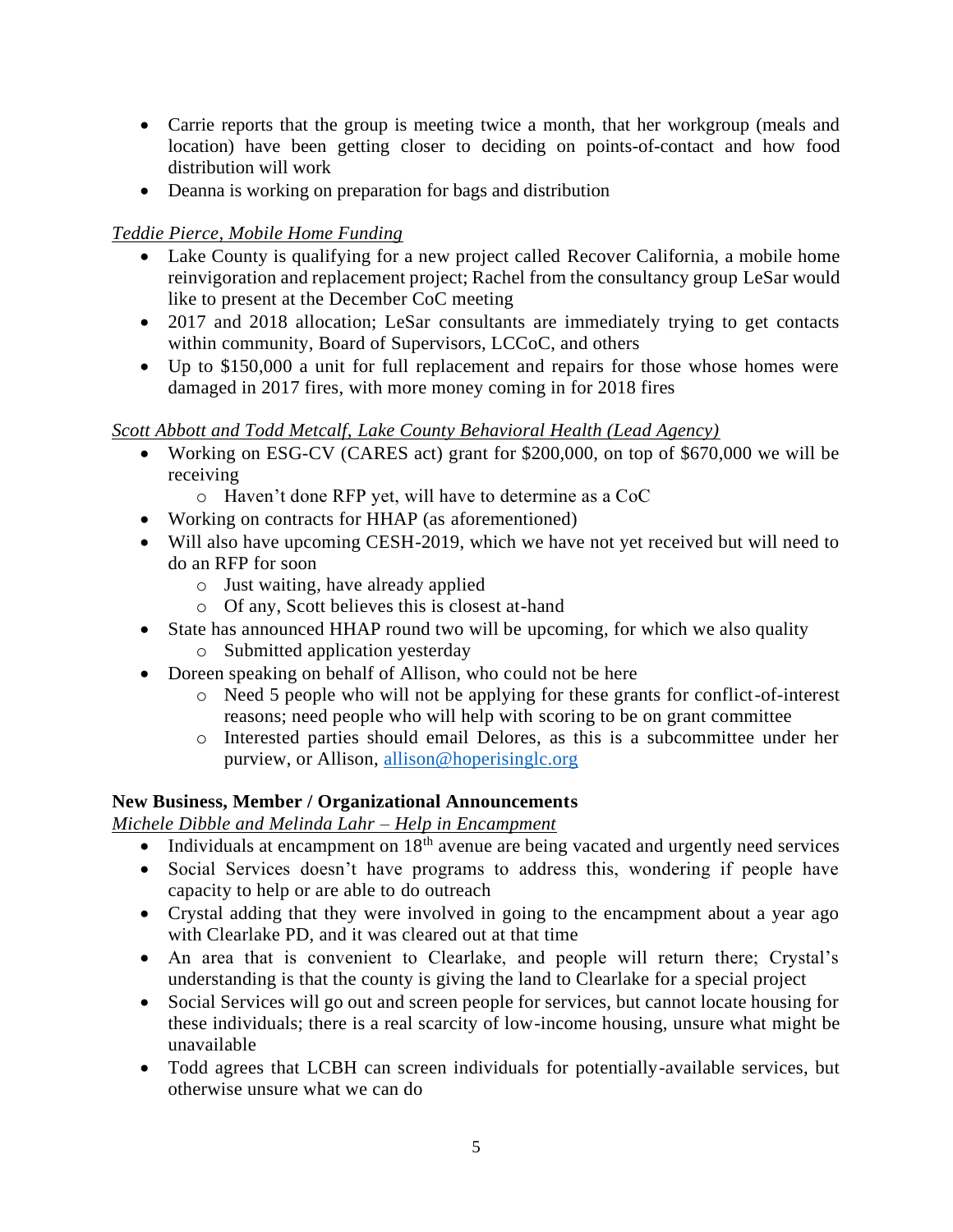- Carrie reports that the group is meeting twice a month, that her workgroup (meals and location) have been getting closer to deciding on points-of-contact and how food distribution will work
- Deanna is working on preparation for bags and distribution

*Teddie Pierce, Mobile Home Funding*

- Lake County is qualifying for a new project called Recover California, a mobile home reinvigoration and replacement project; Rachel from the consultancy group LeSar would like to present at the December CoC meeting
- 2017 and 2018 allocation; LeSar consultants are immediately trying to get contacts within community, Board of Supervisors, LCCoC, and others
- Up to $150,000 a unit for full replacement and repairs for those whose homes were damaged in 2017 fires, with more money coming in for 2018 fires

*Scott Abbott and Todd Metcalf, Lake County Behavioral Health (Lead Agency)*

- Working on ESG-CV (CARES act) grant for $200,000, on top of $670,000 we will be receiving
  - Haven't done RFP yet, will have to determine as a CoC
- Working on contracts for HHAP (as aforementioned)
- Will also have upcoming CESH-2019, which we have not yet received but will need to do an RFP for soon
  - Just waiting, have already applied
  - Of any, Scott believes this is closest at-hand
- State has announced HHAP round two will be upcoming, for which we also quality
  - Submitted application yesterday
- Doreen speaking on behalf of Allison, who could not be here
  - Need 5 people who will not be applying for these grants for conflict-of-interest reasons; need people who will help with scoring to be on grant committee
  - Interested parties should email Delores, as this is a subcommittee under her purview, or Allison, allison@hoperisinglc.org

**New Business, Member / Organizational Announcements**

*Michele Dibble and Melinda Lahr – Help in Encampment*

- Individuals at encampment on 18th avenue are being vacated and urgently need services
- Social Services doesn't have programs to address this, wondering if people have capacity to help or are able to do outreach
- Crystal adding that they were involved in going to the encampment about a year ago with Clearlake PD, and it was cleared out at that time
- An area that is convenient to Clearlake, and people will return there; Crystal's understanding is that the county is giving the land to Clearlake for a special project
- Social Services will go out and screen people for services, but cannot locate housing for these individuals; there is a real scarcity of low-income housing, unsure what might be unavailable
- Todd agrees that LCBH can screen individuals for potentially-available services, but otherwise unsure what we can do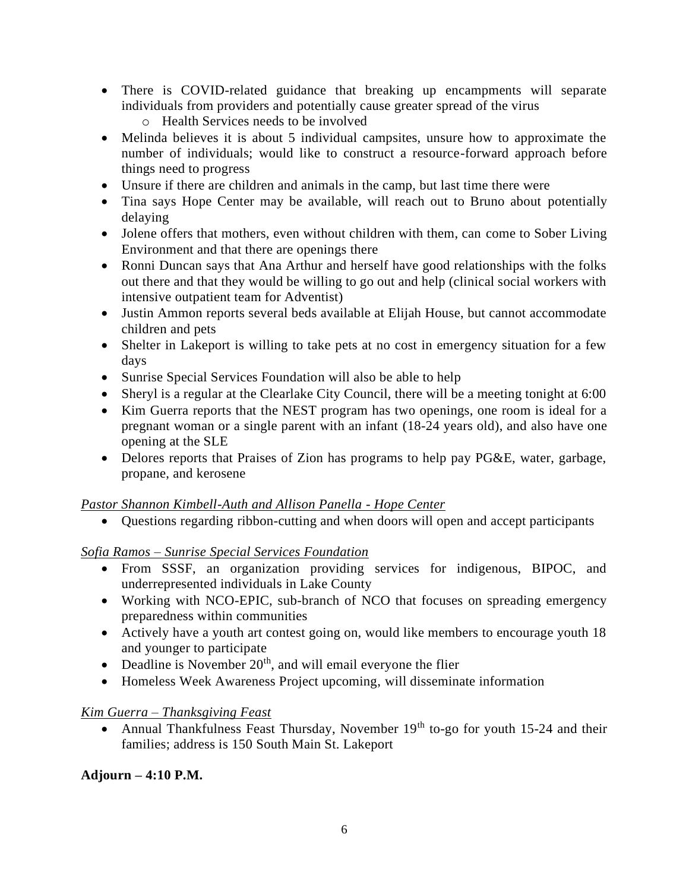- There is COVID-related guidance that breaking up encampments will separate individuals from providers and potentially cause greater spread of the virus
  - Health Services needs to be involved
- Melinda believes it is about 5 individual campsites, unsure how to approximate the number of individuals; would like to construct a resource-forward approach before things need to progress
- Unsure if there are children and animals in the camp, but last time there were
- Tina says Hope Center may be available, will reach out to Bruno about potentially delaying
- Jolene offers that mothers, even without children with them, can come to Sober Living Environment and that there are openings there
- Ronni Duncan says that Ana Arthur and herself have good relationships with the folks out there and that they would be willing to go out and help (clinical social workers with intensive outpatient team for Adventist)
- Justin Ammon reports several beds available at Elijah House, but cannot accommodate children and pets
- Shelter in Lakeport is willing to take pets at no cost in emergency situation for a few days
- Sunrise Special Services Foundation will also be able to help
- Sheryl is a regular at the Clearlake City Council, there will be a meeting tonight at 6:00
- Kim Guerra reports that the NEST program has two openings, one room is ideal for a pregnant woman or a single parent with an infant (18-24 years old), and also have one opening at the SLE
- Delores reports that Praises of Zion has programs to help pay PG&E, water, garbage, propane, and kerosene

*Pastor Shannon Kimbell-Auth and Allison Panella - Hope Center*

- Questions regarding ribbon-cutting and when doors will open and accept participants

*Sofia Ramos – Sunrise Special Services Foundation*

- From SSSF, an organization providing services for indigenous, BIPOC, and underrepresented individuals in Lake County
- Working with NCO-EPIC, sub-branch of NCO that focuses on spreading emergency preparedness within communities
- Actively have a youth art contest going on, would like members to encourage youth 18 and younger to participate
- Deadline is November 20th, and will email everyone the flier
- Homeless Week Awareness Project upcoming, will disseminate information

*Kim Guerra – Thanksgiving Feast*

- Annual Thankfulness Feast Thursday, November 19th to-go for youth 15-24 and their families; address is 150 South Main St. Lakeport

**Adjourn – 4:10 P.M.**